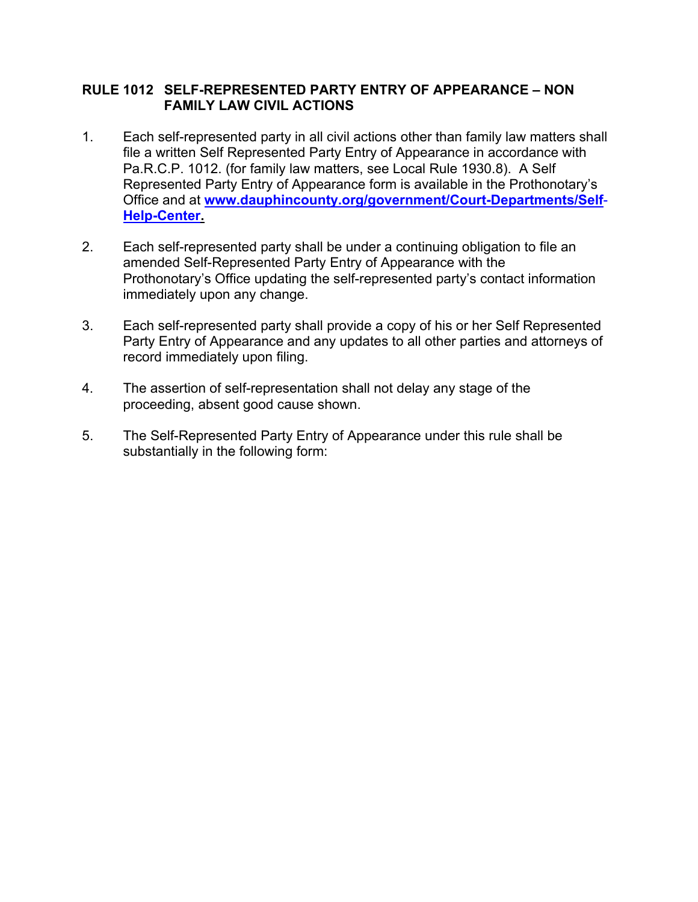## RULE 1012 SELF-REPRESENTED PARTY ENTRY OF APPEARANCE – NON FAMILY LAW CIVIL ACTIONS

1. Each self-represented party in all civil actions other than family law matters shall file a written Self Represented Party Entry of Appearance in accordance with Pa.R.C.P. 1012. (for family law matters, see Local Rule 1930.8). A Self Represented Party Entry of Appearance form is available in the Prothonotary's Office and at **www.dauphincounty.org/government/Court-Departments/Self-Help-Center.**

2. Each self-represented party shall be under a continuing obligation to file an amended Self-Represented Party Entry of Appearance with the Prothonotary's Office updating the self-represented party's contact information immediately upon any change.

3. Each self-represented party shall provide a copy of his or her Self Represented Party Entry of Appearance and any updates to all other parties and attorneys of record immediately upon filing.

4. The assertion of self-representation shall not delay any stage of the proceeding, absent good cause shown.

5. The Self-Represented Party Entry of Appearance under this rule shall be substantially in the following form: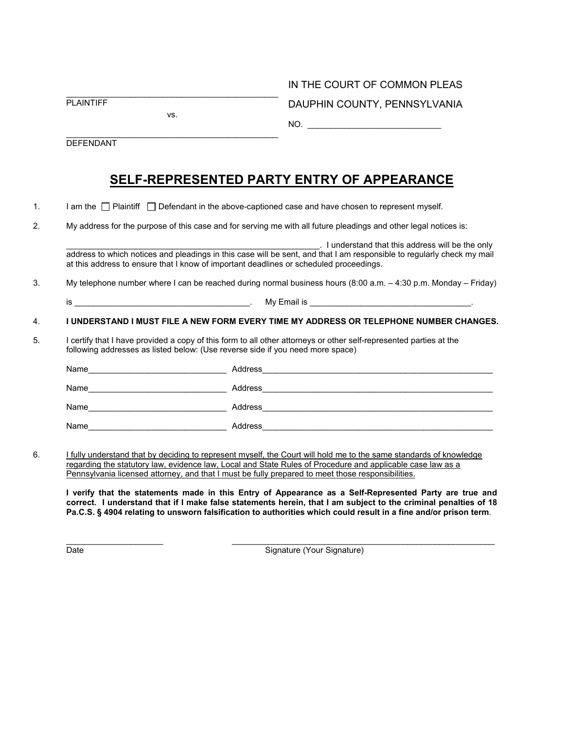_____________________________________________
PLAINTIFF

vs.

_____________________________________________
DEFENDANT

IN THE COURT OF COMMON PLEAS

DAUPHIN COUNTY, PENNSYLVANIA

NO. ____________________________

# SELF-REPRESENTED PARTY ENTRY OF APPEARANCE

1. I am the ☐ Plaintiff ☐ Defendant in the above-captioned case and have chosen to represent myself.

2. My address for the purpose of this case and for serving me with all future pleadings and other legal notices is:

   ________________________________________________________. I understand that this address will be the only address to which notices and pleadings in this case will be sent, and that I am responsible to regularly check my mail at this address to ensure that I know of important deadlines or scheduled proceedings.

3. My telephone number where I can be reached during normal business hours (8:00 a.m. – 4:30 p.m. Monday – Friday)

   is ______________________________________. My Email is ___________________________________.

4. **I UNDERSTAND I MUST FILE A NEW FORM EVERY TIME MY ADDRESS OR TELEPHONE NUMBER CHANGES.**

5. I certify that I have provided a copy of this form to all other attorneys or other self-represented parties at the following addresses as listed below: (Use reverse side if you need more space)

   Name_____________________________ Address____________________________________________________

   Name_____________________________ Address____________________________________________________

   Name_____________________________ Address____________________________________________________

   Name_____________________________ Address____________________________________________________

6. I fully understand that by deciding to represent myself, the Court will hold me to the same standards of knowledge regarding the statutory law, evidence law, Local and State Rules of Procedure and applicable case law as a Pennsylvania licensed attorney, and that I must be fully prepared to meet those responsibilities.

   **I verify that the statements made in this Entry of Appearance as a Self-Represented Party are true and correct. I understand that if I make false statements herein, that I am subject to the criminal penalties of 18 Pa.C.S. § 4904 relating to unsworn falsification to authorities which could result in a fine and/or prison term**.

_____________________ ___________________________________________________________

Date Signature (Your Signature)